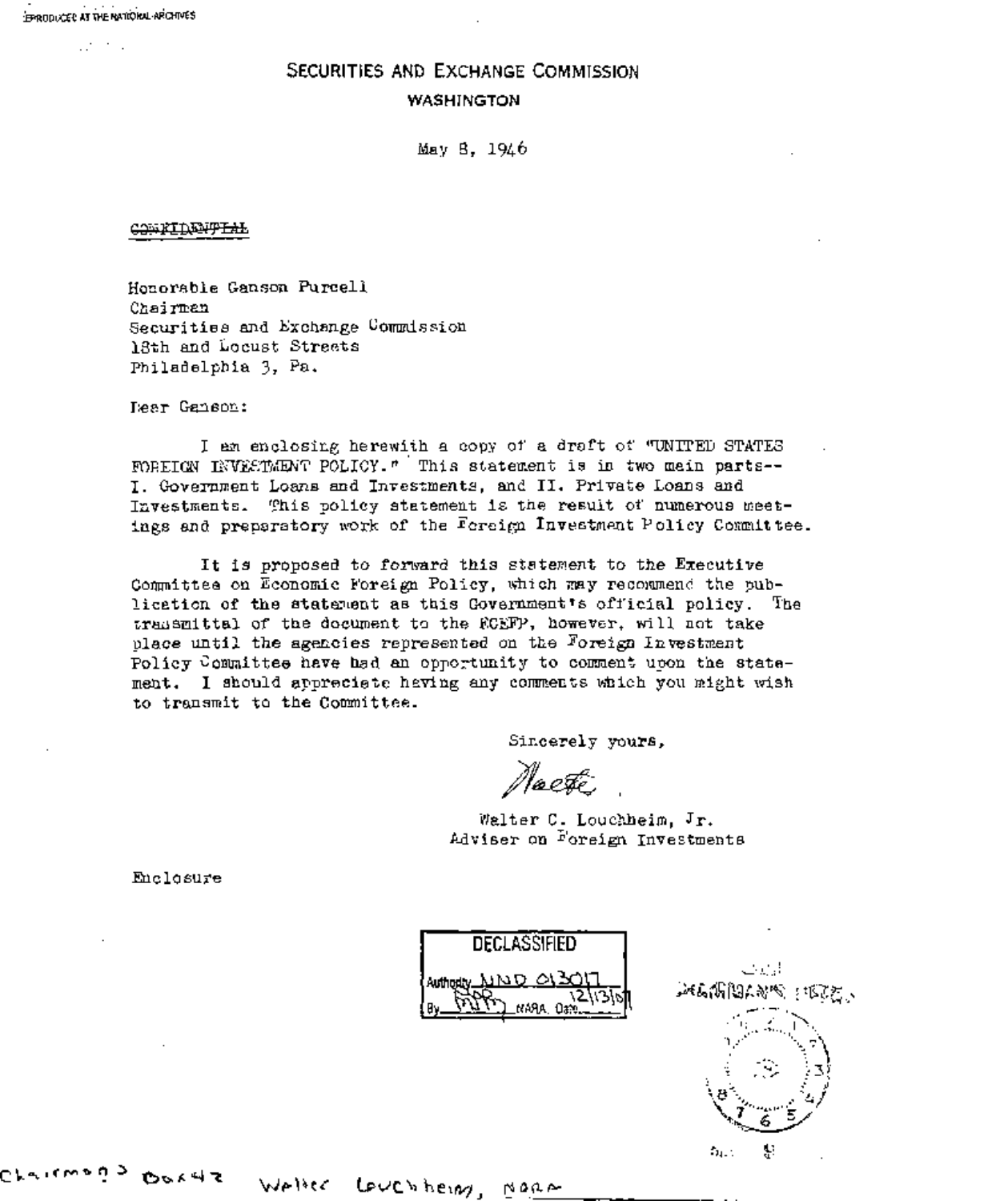SECURITIES AND EXCHANGE COMMISSION

WASHINGTON

May 8, 1946

~~CONFIDENTIAL~~

Honorable Ganson Purcell
Chairman
Securities and Exchange Commission
18th and Locust Streets
Philadelphia 3, Pa.

Dear Ganson:

I am enclosing herewith a copy of a draft of "UNITED STATES FOREIGN INVESTMENT POLICY." This statement is in two main parts-- I. Government Loans and Investments, and II. Private Loans and Investments. This policy statement is the result of numerous meetings and preparatory work of the Foreign Investment Policy Committee.

It is proposed to forward this statement to the Executive Committee on Economic Foreign Policy, which may recommend the publication of the statement as this Government's official policy. The transmittal of the document to the ECEFP, however, will not take place until the agencies represented on the Foreign Investment Policy Committee have had an opportunity to comment upon the statement. I should appreciate having any comments which you might wish to transmit to the Committee.

Sincerely yours,

Walter C. Louchheim, Jr.
Adviser on Foreign Investments

Enclosure

DECLASSIFIED
Authority NND 013017
By NARA Date 12/13/01

Chairman's Box 42 Walter Louchheim, NARA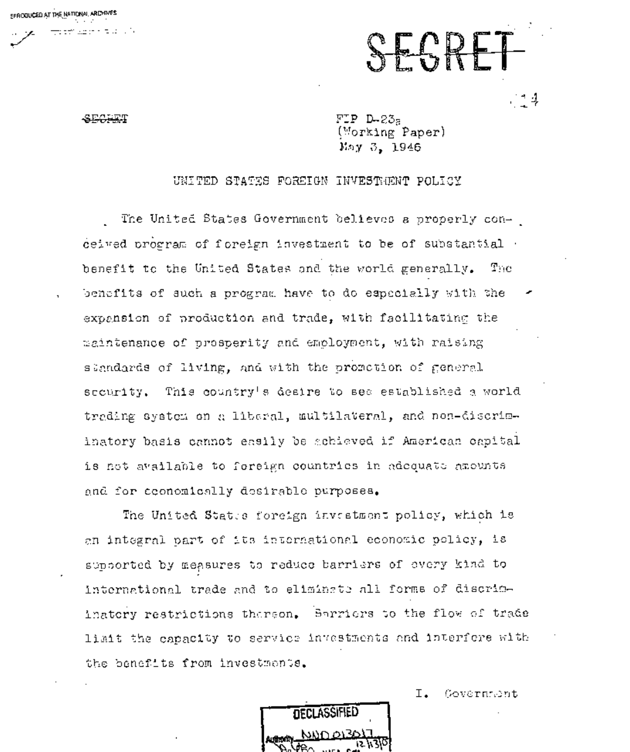SECRET

~~SECRET~~

FIP D-23a
(Working Paper)
May 3, 1946

# UNITED STATES FOREIGN INVESTMENT POLICY

The United States Government believes a properly conceived program of foreign investment to be of substantial benefit to the United States and the world generally. The benefits of such a program have to do especially with the expansion of production and trade, with facilitating the maintenance of prosperity and employment, with raising standards of living, and with the promotion of general security. This country's desire to see established a world trading system on a liberal, multilateral, and non-discriminatory basis cannot easily be achieved if American capital is not available to foreign countries in adequate amounts and for economically desirable purposes.

The United States foreign investment policy, which is an integral part of its international economic policy, is supported by measures to reduce barriers of every kind to international trade and to eliminate all forms of discriminatory restrictions thereon. Barriers to the flow of trade limit the capacity to service investments and interfere with the benefits from investments.

I. Government

DECLASSIFIED
Authority NND 013017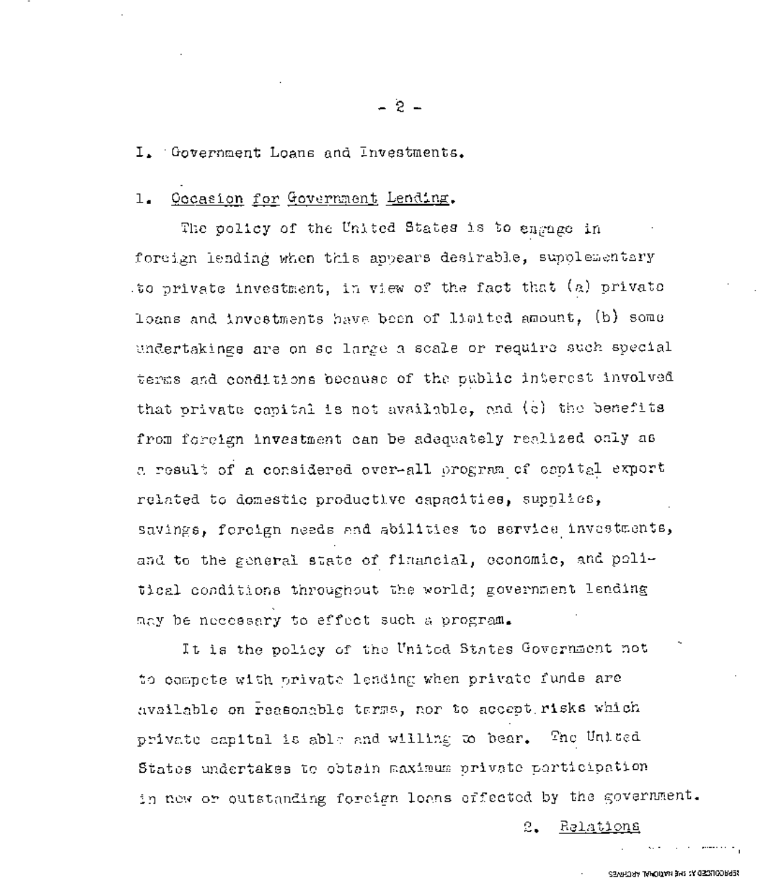## I. Government Loans and Investments.

### 1. Occasion for Government Lending.

The policy of the United States is to engage in foreign lending when this appears desirable, supplementary to private investment, in view of the fact that (a) private loans and investments have been of limited amount, (b) some undertakings are on so large a scale or require such special terms and conditions because of the public interest involved that private capital is not available, and (c) the benefits from foreign investment can be adequately realized only as a result of a considered over-all program of capital export related to domestic productive capacities, supplies, savings, foreign needs and abilities to service investments, and to the general state of financial, economic, and political conditions throughout the world; government lending may be necessary to effect such a program.

It is the policy of the United States Government not to compete with private lending when private funds are available on reasonable terms, nor to accept risks which private capital is able and willing to bear. The United States undertakes to obtain maximum private participation in new or outstanding foreign loans effected by the government.

2. Relations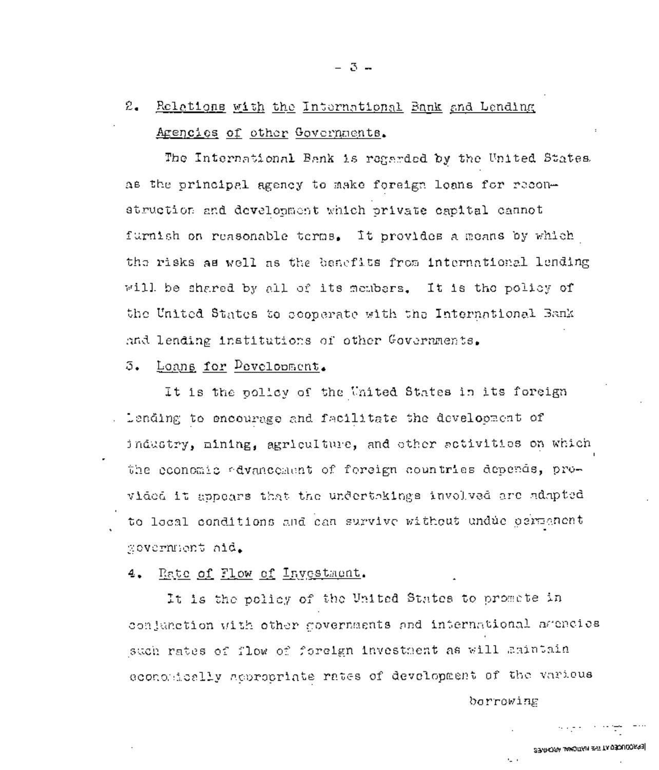2. Relations with the International Bank and Lending Agencies of other Governments.

The International Bank is regarded by the United States as the principal agency to make foreign loans for reconstruction and development which private capital cannot furnish on reasonable terms. It provides a means by which the risks as well as the benefits from international lending will be shared by all of its members. It is the policy of the United States to cooperate with the International Bank and lending institutions of other Governments.

3. Loans for Development.

It is the policy of the United States in its foreign lending to encourage and facilitate the development of industry, mining, agriculture, and other activities on which the economic advancement of foreign countries depends, provided it appears that the undertakings involved are adapted to local conditions and can survive without undue permanent government aid.

4. Rate of Flow of Investment.

It is the policy of the United States to promote in conjunction with other governments and international agencies such rates of flow of foreign investment as will maintain economically appropriate rates of development of the various borrowing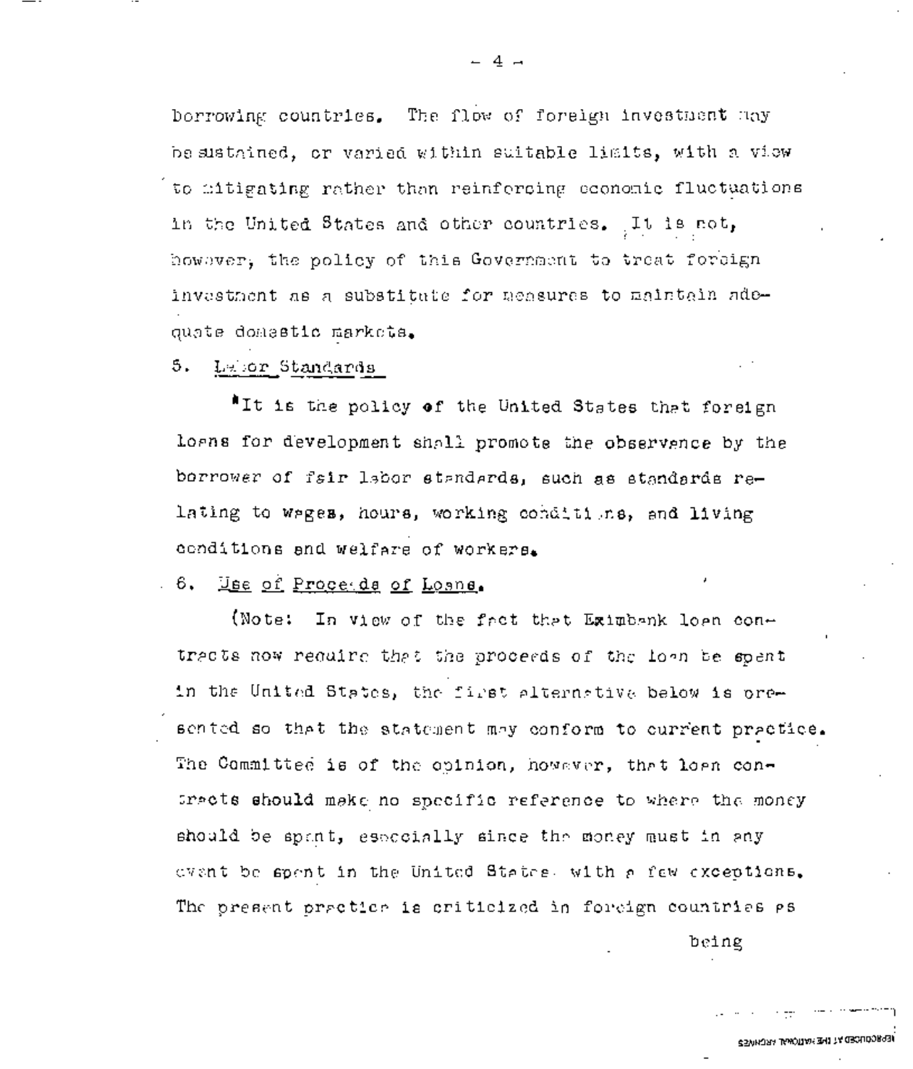borrowing countries. The flow of foreign investment may be sustained, or varied within suitable limits, with a view to mitigating rather than reinforcing economic fluctuations in the United States and other countries. It is not, however, the policy of this Government to treat foreign investment as a substitute for measures to maintain adequate domestic markets.

5. Labor Standards

"It is the policy of the United States that foreign loans for development shall promote the observance by the borrower of fair labor standards, such as standards relating to wages, hours, working conditions, and living conditions and welfare of workers.

6. Use of Proceeds of Loans.

(Note: In view of the fact that Eximbank loan contracts now require that the proceeds of the loan be spent in the United States, the first alternative below is presented so that the statement may conform to current practice. The Committee is of the opinion, however, that loan contracts should make no specific reference to where the money should be spent, especially since the money must in any event be spent in the United States with a few exceptions. The present practice is criticized in foreign countries as being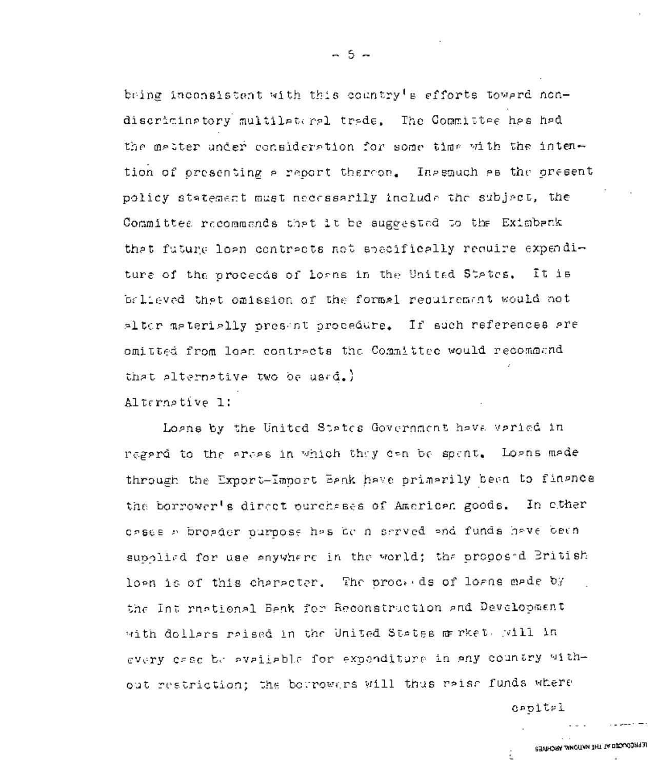being inconsistent with this country's efforts toward non-discriminatory multilateral trade. The Committee has had the matter under consideration for some time with the intention of presenting a report thereon. Inasmuch as the present policy statement must necessarily include the subject, the Committee recommends that it be suggested to the Eximbank that future loan contracts not specifically require expenditure of the proceeds of loans in the United States. It is believed that omission of the formal requirement would not alter materially present procedure. If such references are omitted from loan contracts the Committee would recommend that alternative two be used.)

Alternative 1:

Loans by the United States Government have varied in regard to the areas in which they can be spent. Loans made through the Export-Import Bank have primarily been to finance the borrower's direct purchases of American goods. In other cases a broader purpose has been served and funds have been supplied for use anywhere in the world; the proposed British loan is of this character. The proceeds of loans made by the International Bank for Reconstruction and Development with dollars raised in the United States market will in every case be available for expenditure in any country without restriction; the borrowers will thus raise funds where capital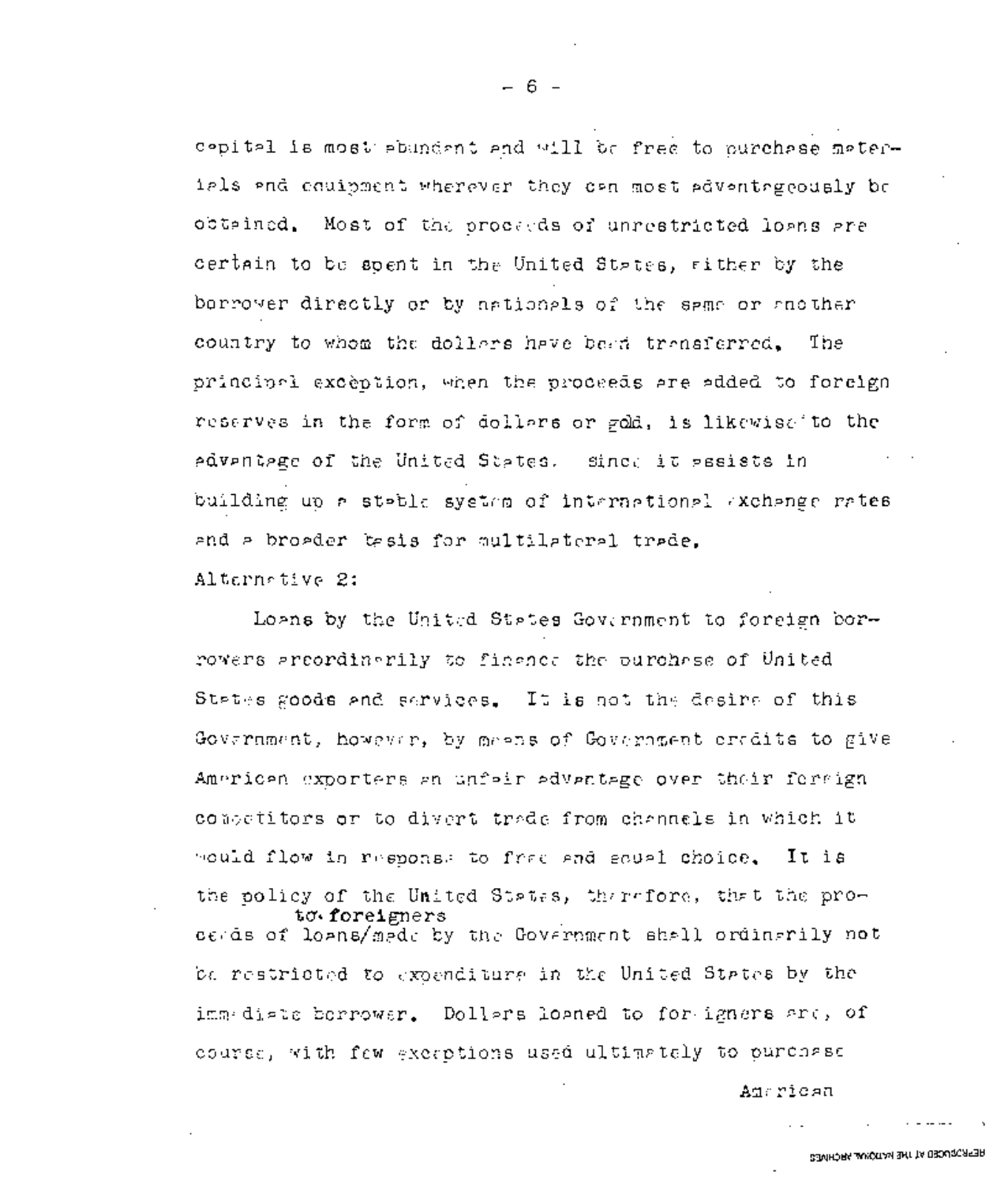capital is most abundant and will be free to purchase materials and equipment wherever they can most advantageously be obtained. Most of the proceeds of unrestricted loans are certain to be spent in the United States, either by the borrower directly or by nationals of the same or another country to whom the dollars have been transferred. The principal exception, when the proceeds are added to foreign reserves in the form of dollars or gold, is likewise to the advantage of the United States, since it assists in building up a stable system of international exchange rates and a broader basis for multilateral trade.

Alternative 2:

Loans by the United States Government to foreign borrowers are ordinarily to finance the purchase of United States goods and services. It is not the desire of this Government, however, by means of Government credits to give American exporters an unfair advantage over their foreign competitors or to divert trade from channels in which it would flow in response to free and equal choice. It is the policy of the United States, therefore, that the proceeds of loans to foreigners made by the Government shall ordinarily not be restricted to expenditure in the United States by the immediate borrower. Dollars loaned to foreigners are, of course, with few exceptions used ultimately to purchase American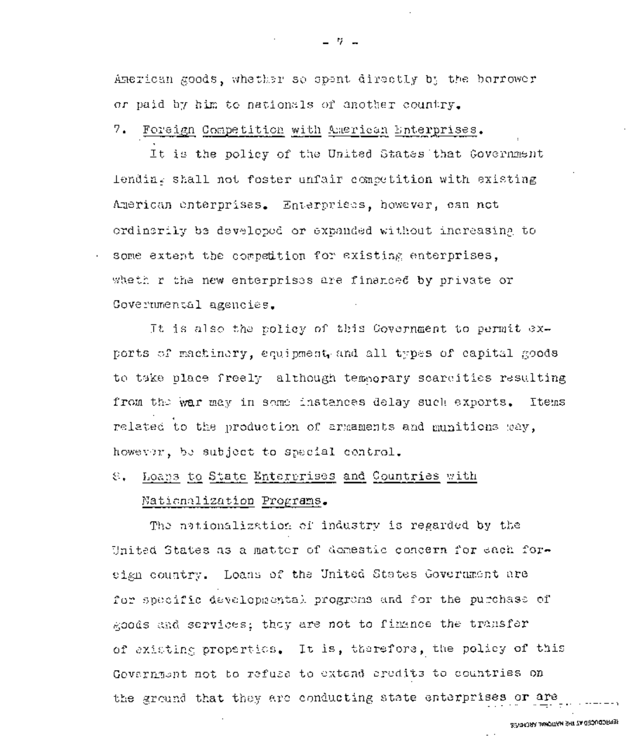American goods, whether so spent directly by the borrower or paid by him to nationals of another country.

7. Foreign Competition with American Enterprises.

It is the policy of the United States that Government lending shall not foster unfair competition with existing American enterprises. Enterprises, however, can not ordinarily be developed or expanded without increasing to some extent the competition for existing enterprises, whether the new enterprises are financed by private or Governmental agencies.

It is also the policy of this Government to permit exports of machinery, equipment and all types of capital goods to take place freely although temporary scarcities resulting from the war may in some instances delay such exports. Items related to the production of armaments and munitions may, however, be subject to special control.

8. Loans to State Enterprises and Countries with Nationalization Programs.

The nationalization of industry is regarded by the United States as a matter of domestic concern for each foreign country. Loans of the United States Government are for specific developmental programs and for the purchase of goods and services; they are not to finance the transfer of existing properties. It is, therefore, the policy of this Government not to refuse to extend credits to countries on the ground that they are conducting state enterprises or are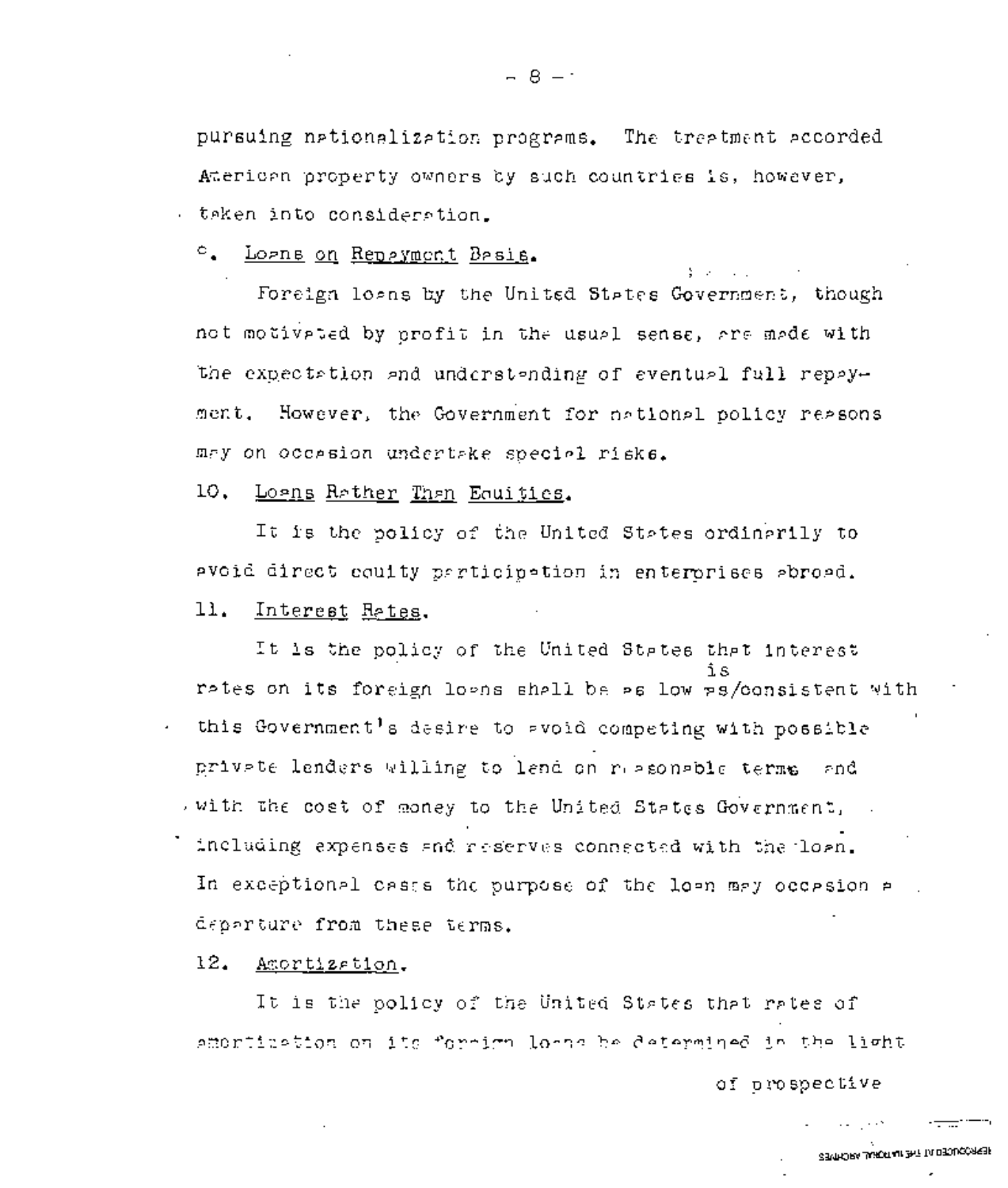pursuing nationalization programs. The treatment accorded American property owners by such countries is, however, taken into consideration.

c. Loans on Repayment Basis.

Foreign loans by the United States Government, though not motivated by profit in the usual sense, are made with the expectation and understanding of eventual full repayment. However, the Government for national policy reasons may on occasion undertake special risks.

10. Loans Rather Than Equities.

It is the policy of the United States ordinarily to avoid direct equity participation in enterprises abroad.

11. Interest Rates.

It is the policy of the United States that interest rates on its foreign loans shall be as low as is consistent with this Government's desire to avoid competing with possible private lenders willing to lend on reasonable terms and with the cost of money to the United States Government, including expenses and reserves connected with the loan. In exceptional cases the purpose of the loan may occasion a departure from these terms.

12. Amortization.

It is the policy of the United States that rates of amortization on its foreign loans be determined in the light of prospective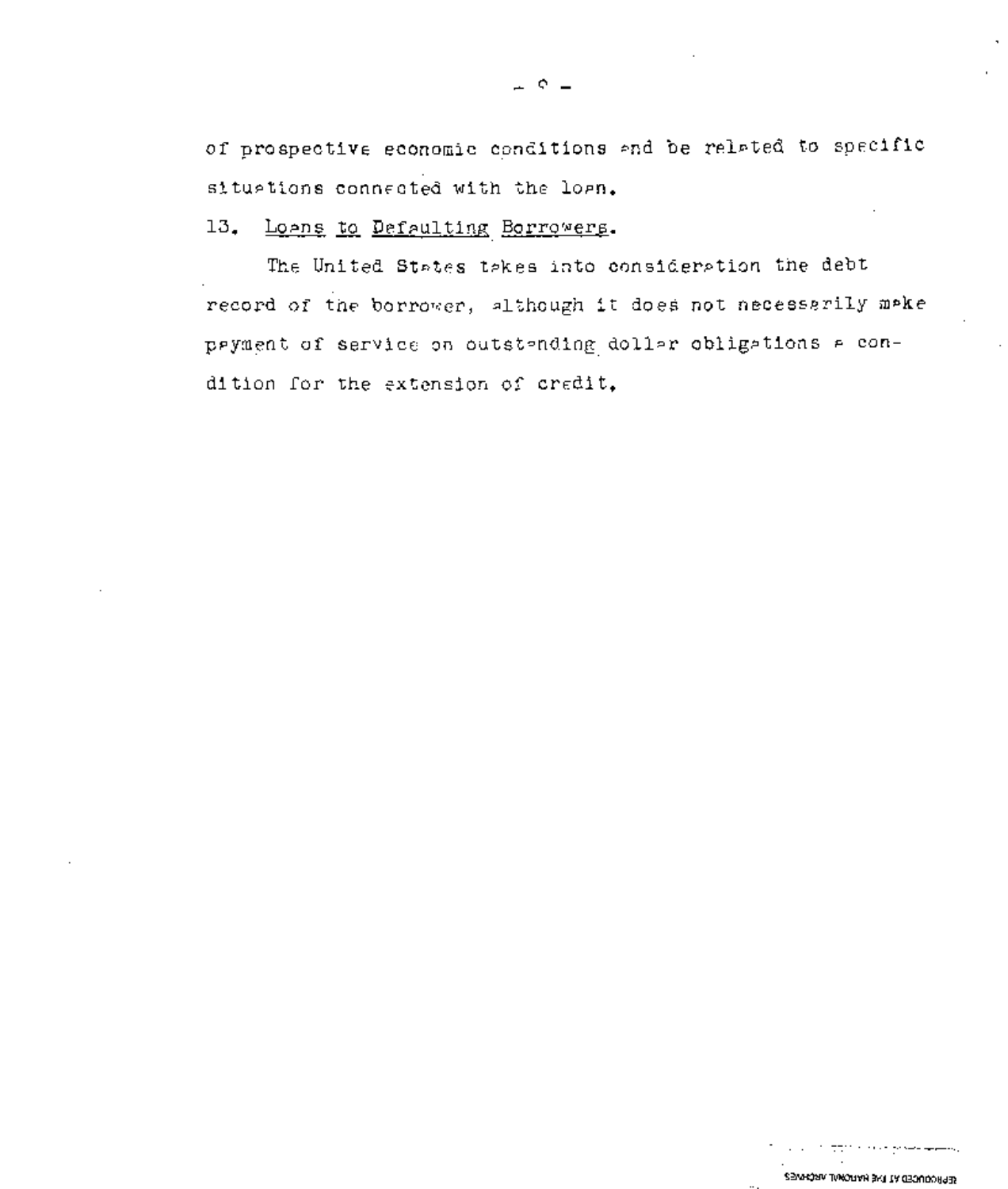of prospective economic conditions and be related to specific situations connected with the loan.

13. <u>Loans to Defaulting Borrowers</u>.

The United States takes into consideration the debt record of the borrower, although it does not necessarily make payment of service on outstanding dollar obligations a condition for the extension of credit.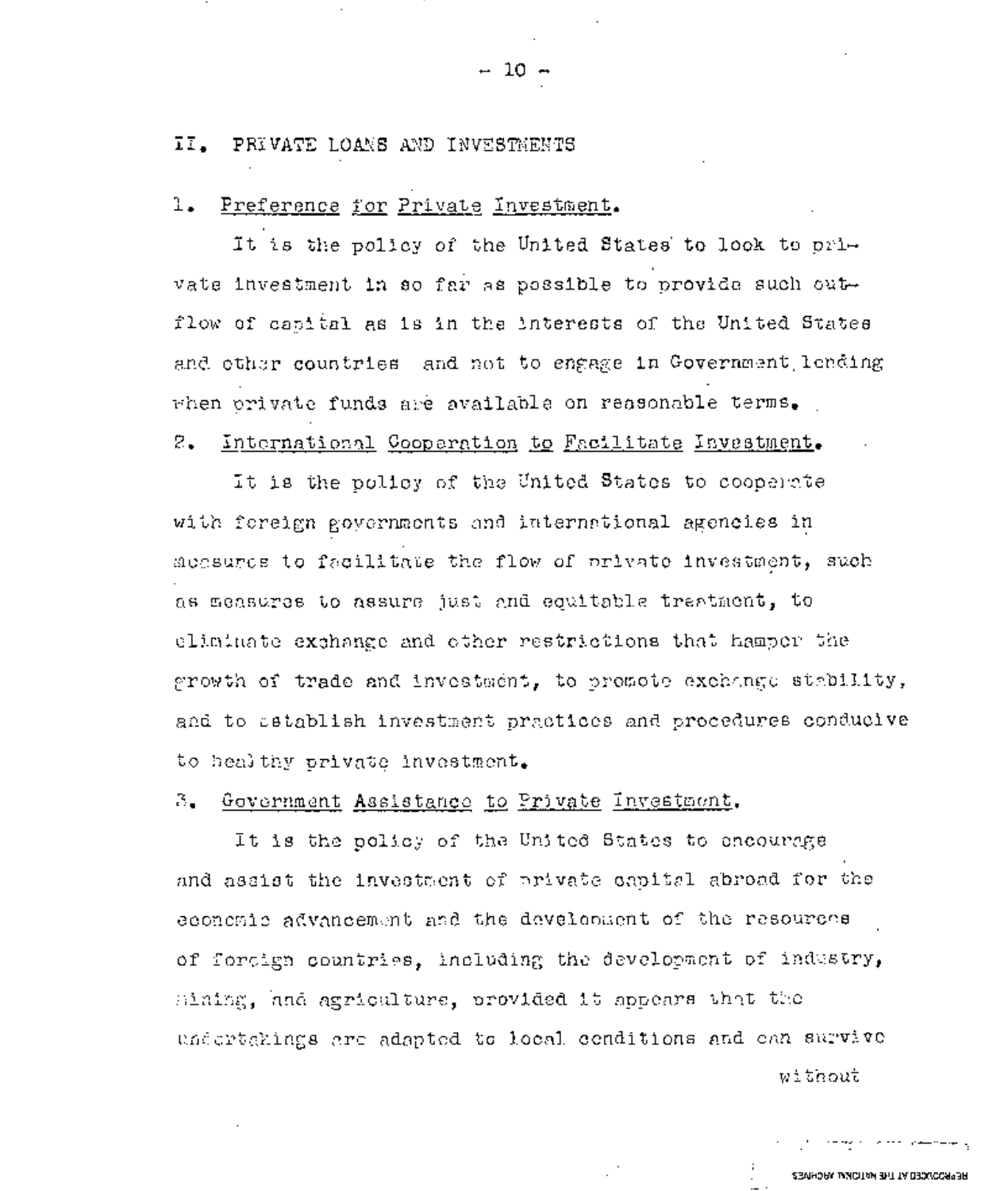## II. PRIVATE LOANS AND INVESTMENTS

### 1. Preference for Private Investment.

It is the policy of the United States to look to private investment in so far as possible to provide such outflow of capital as is in the interests of the United States and other countries and not to engage in Government lending when private funds are available on reasonable terms.

### 2. International Cooperation to Facilitate Investment.

It is the policy of the United States to cooperate with foreign governments and international agencies in measures to facilitate the flow of private investment, such as measures to assure just and equitable treatment, to eliminate exchange and other restrictions that hamper the growth of trade and investment, to promote exchange stability, and to establish investment practices and procedures conducive to healthy private investment.

### 3. Government Assistance to Private Investment.

It is the policy of the United States to encourage and assist the investment of private capital abroad for the economic advancement and the development of the resources of foreign countries, including the development of industry, mining, and agriculture, provided it appears that the undertakings are adapted to local conditions and can survive without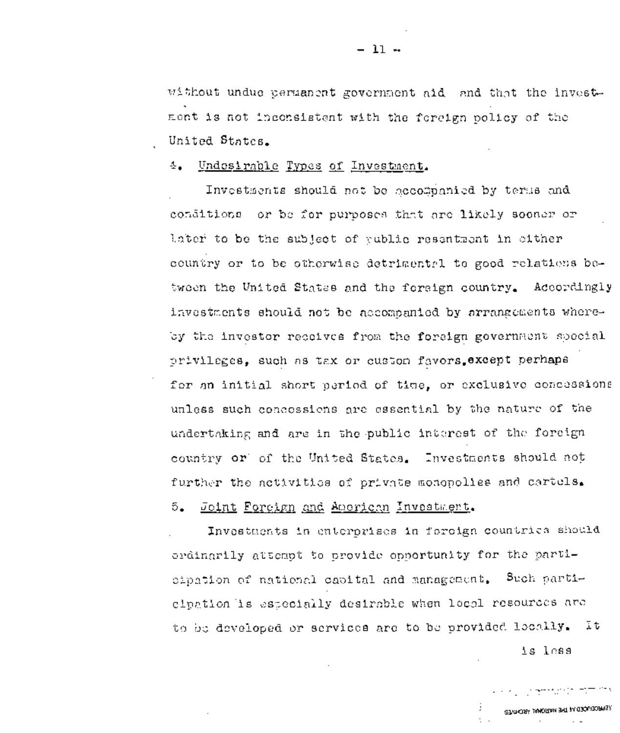without undue permanent government aid and that the investment is not inconsistent with the foreign policy of the United States.

4. Undesirable Types of Investment.

Investments should not be accompanied by terms and conditions or be for purposes that are likely sooner or later to be the subject of public resentment in either country or to be otherwise detrimental to good relations between the United States and the foreign country. Accordingly investments should not be accompanied by arrangements whereby the investor receives from the foreign government special privileges, such as tax or custom favors, except perhaps for an initial short period of time, or exclusive concessions unless such concessions are essential by the nature of the undertaking and are in the public interest of the foreign country or of the United States. Investments should not further the activities of private monopolies and cartels.

5. Joint Foreign and American Investment.

Investments in enterprises in foreign countries should ordinarily attempt to provide opportunity for the participation of national capital and management. Such participation is especially desirable when local resources are to be developed or services are to be provided locally. It is less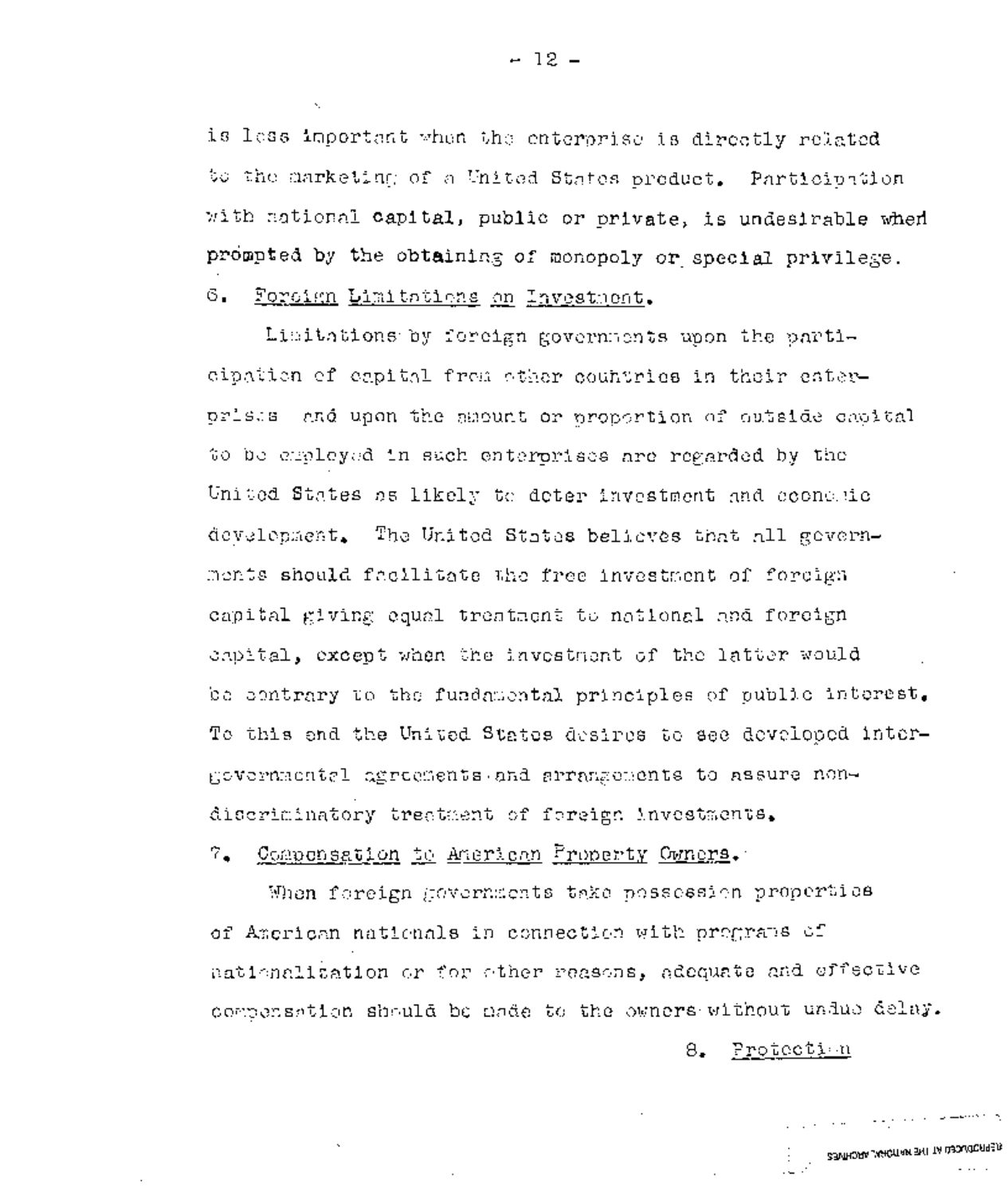is less important when the enterprise is directly related to the marketing of a United States product. Participation with national capital, public or private, is undesirable when prompted by the obtaining of monopoly or special privilege.

6. Foreign Limitations on Investment.

Limitations by foreign governments upon the participation of capital from other countries in their enterprises and upon the amount or proportion of outside capital to be employed in such enterprises are regarded by the United States as likely to deter investment and economic development. The United States believes that all governments should facilitate the free investment of foreign capital giving equal treatment to national and foreign capital, except when the investment of the latter would be contrary to the fundamental principles of public interest. To this end the United States desires to see developed intergovernmental agreements and arrangements to assure non-discriminatory treatment of foreign investments.

7. Compensation to American Property Owners.

When foreign governments take possession properties of American nationals in connection with programs of nationalization or for other reasons, adequate and effective compensation should be made to the owners without undue delay.

8. Protection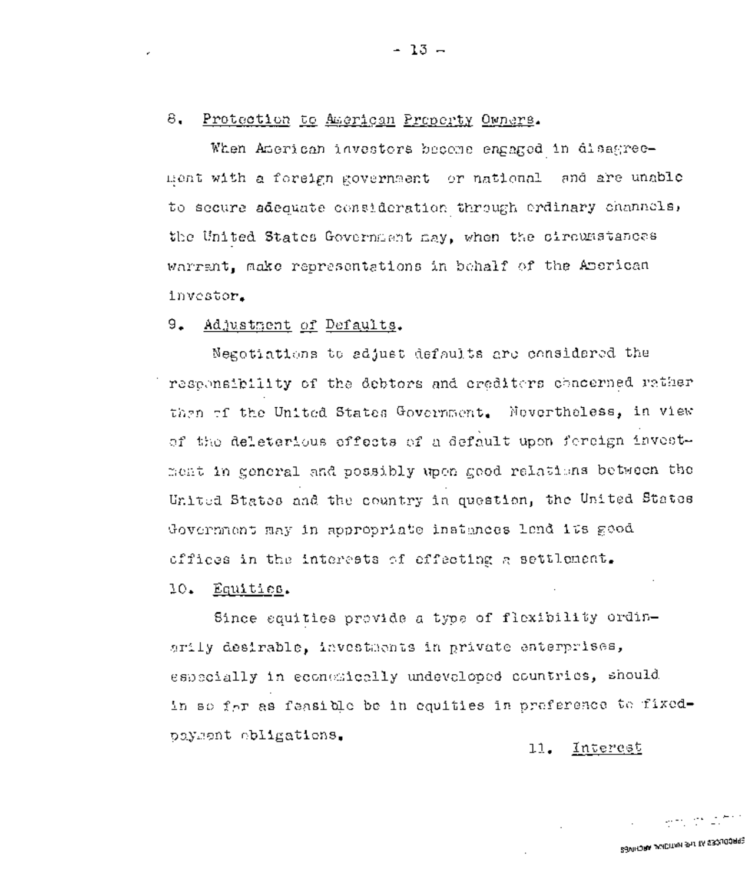8. Protection to American Property Owners.

When American investors become engaged in disagreement with a foreign government or national and are unable to secure adequate consideration through ordinary channels, the United States Government may, when the circumstances warrant, make representations in behalf of the American investor.

9. Adjustment of Defaults.

Negotiations to adjust defaults are considered the responsibility of the debtors and creditors concerned rather than of the United States Government. Nevertheless, in view of the deleterious effects of a default upon foreign investment in general and possibly upon good relations between the United States and the country in question, the United States Government may in appropriate instances lend its good offices in the interests of effecting a settlement.

10. Equities.

Since equities provide a type of flexibility ordinarily desirable, investments in private enterprises, especially in economically undeveloped countries, should in so far as feasible be in equities in preference to fixed-payment obligations.

11. Interest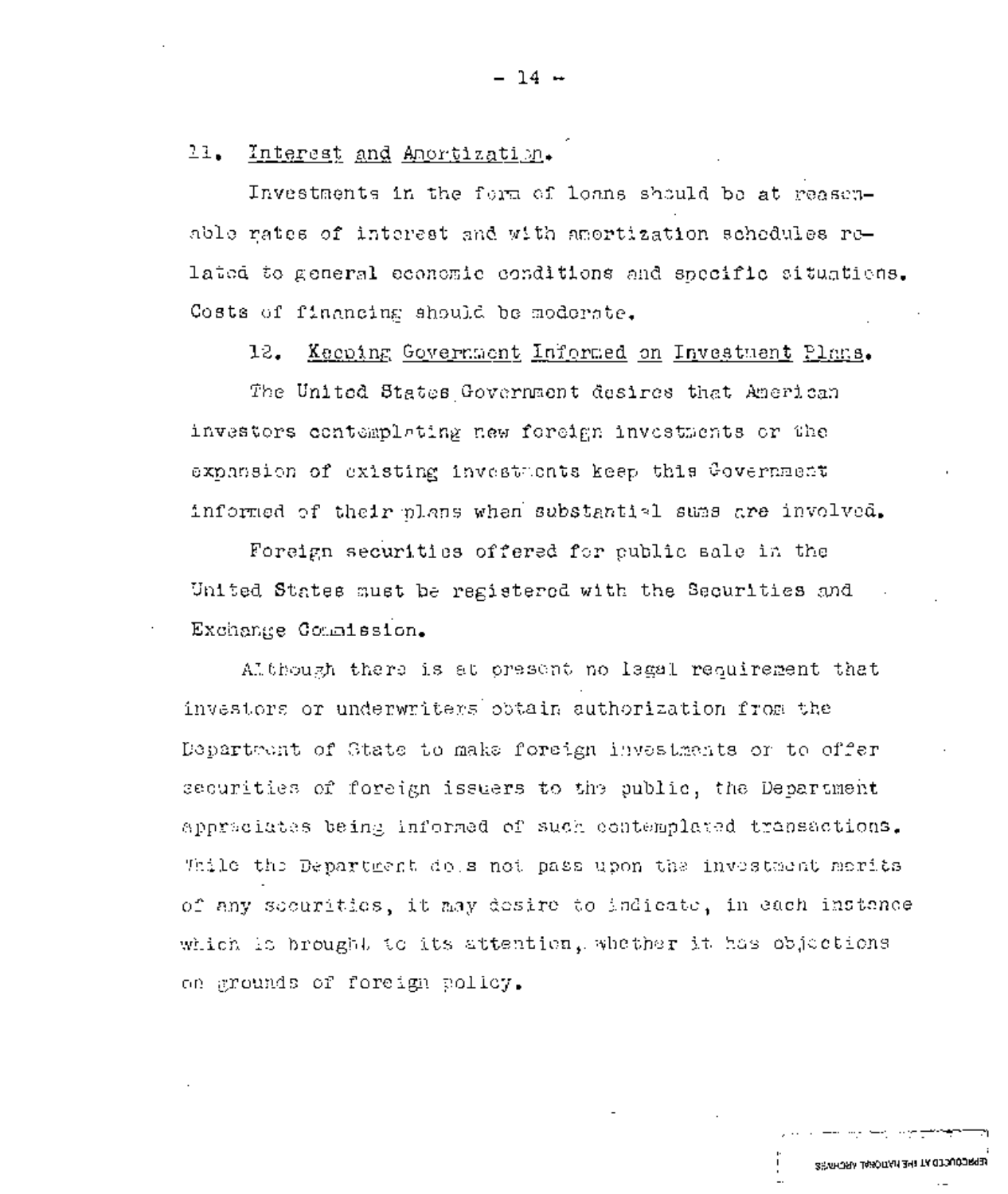11. Interest and Amortization.

Investments in the form of loans should be at reasonable rates of interest and with amortization schedules related to general economic conditions and specific situations. Costs of financing should be moderate.

12. Keeping Government Informed on Investment Plans.

The United States Government desires that American investors contemplating new foreign investments or the expansion of existing investments keep this Government informed of their plans when substantial sums are involved.

Foreign securities offered for public sale in the United States must be registered with the Securities and Exchange Commission.

Although there is at present no legal requirement that investors or underwriters obtain authorization from the Department of State to make foreign investments or to offer securities of foreign issuers to the public, the Department appreciates being informed of such contemplated transactions. While the Department does not pass upon the investment merits of any securities, it may desire to indicate, in each instance which is brought to its attention, whether it has objections on grounds of foreign policy.